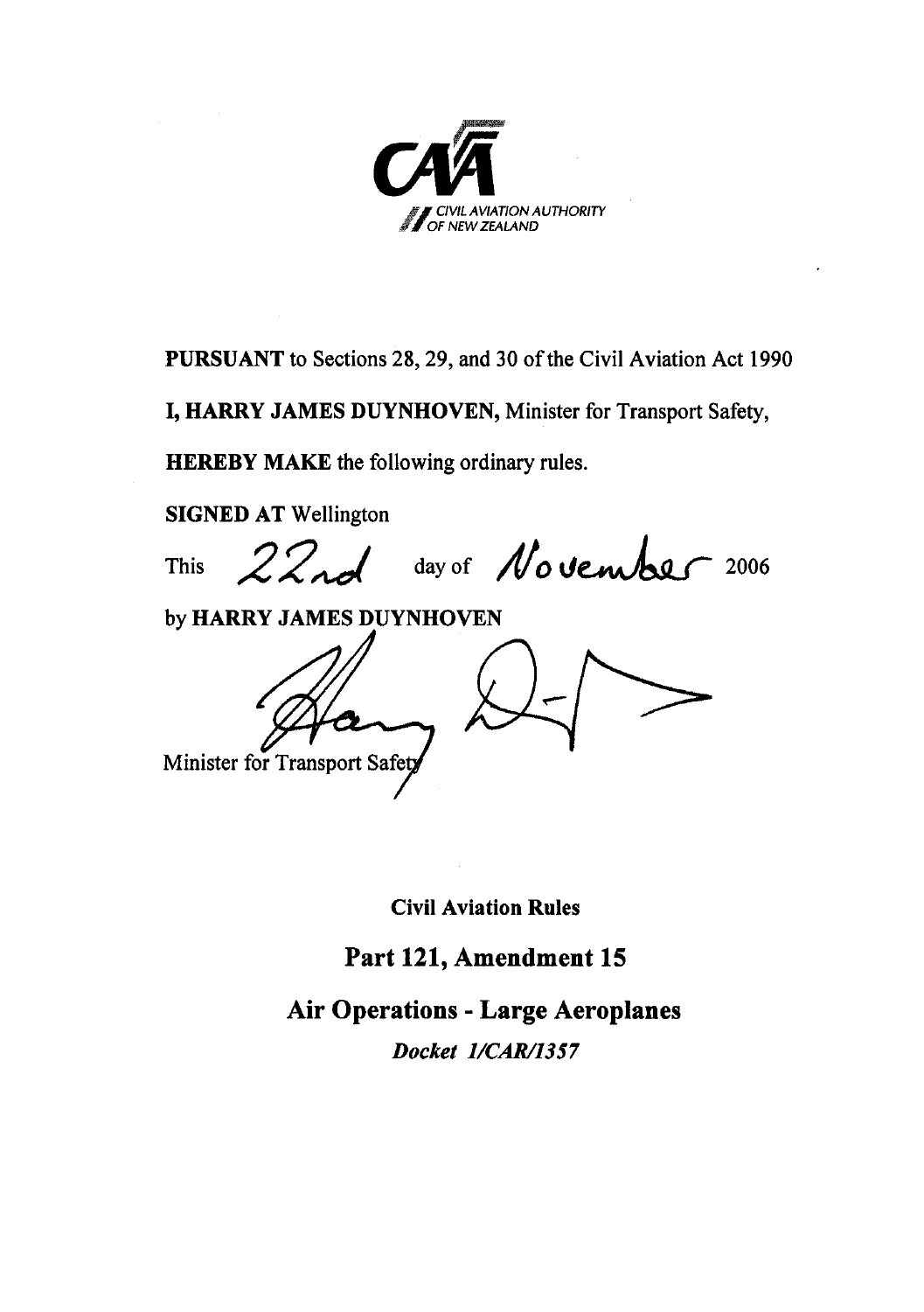CIVIL AVIATION AUTHORITY OF NEW ZEALAND

**PURSUANT** to Sections 28, 29, and 30 of the Civil Aviation Act 1990

**I, HARRY JAMES DUYNHOVEN,** Minister for Transport Safety,

**HEREBY MAKE** the following ordinary rules.

**SIGNED AT** Wellington

This 22nd day of November 2006

by **HARRY JAMES DUYNHOVEN**

Minister for Transport Safety

**Civil Aviation Rules**

## Part 121, Amendment 15

## Air Operations - Large Aeroplanes

***Docket 1/CAR/1357***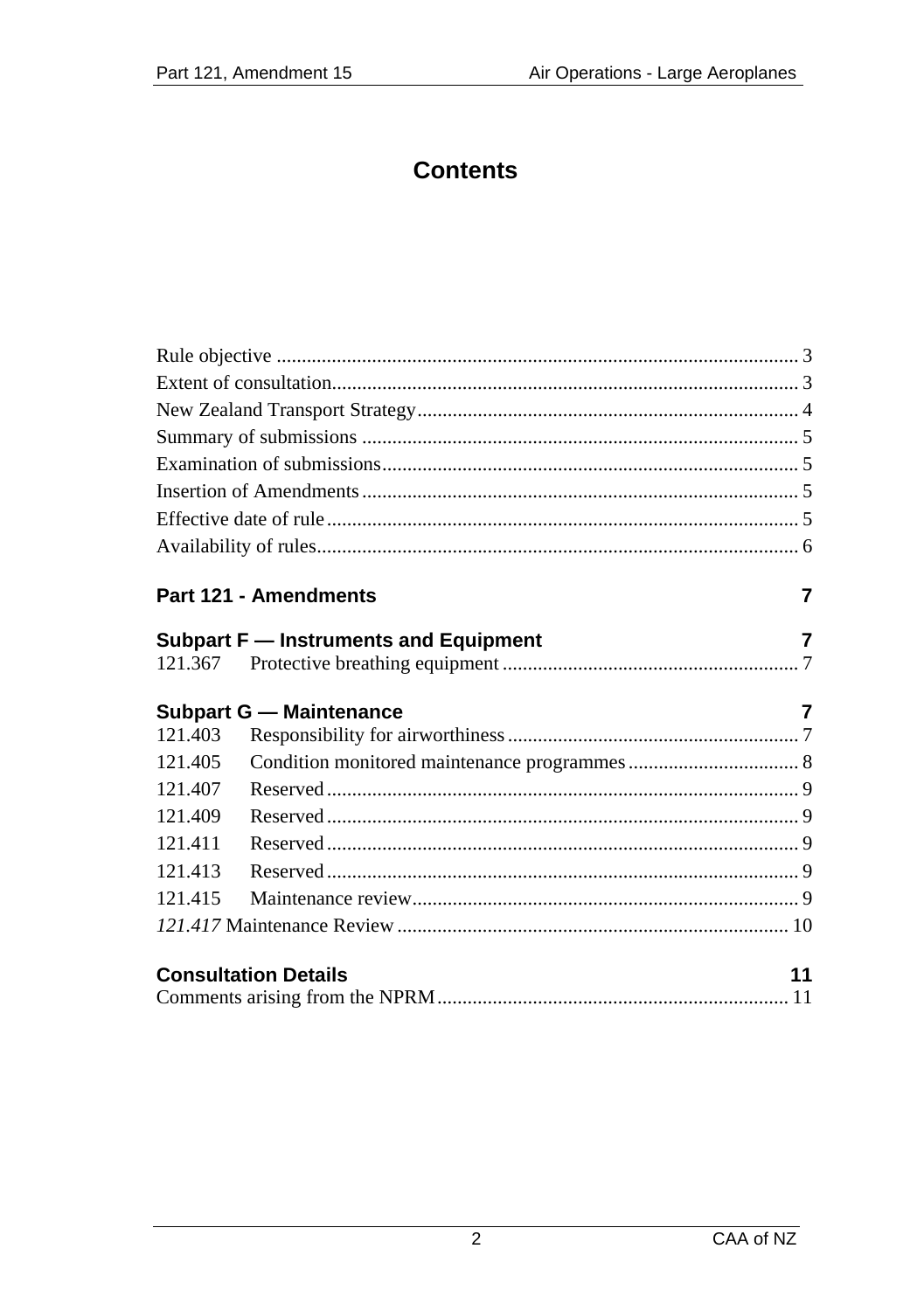# Contents

Rule objective ........................................................................................................ 3
Extent of consultation............................................................................................. 3
New Zealand Transport Strategy............................................................................ 4
Summary of submissions ....................................................................................... 5
Examination of submissions................................................................................... 5
Insertion of Amendments....................................................................................... 5
Effective date of rule.............................................................................................. 5
Availability of rules................................................................................................ 6

**Part 121 - Amendments** 7

**Subpart F — Instruments and Equipment** 7

121.367 Protective breathing equipment ........................................................... 7

**Subpart G — Maintenance** 7

121.403 Responsibility for airworthiness .......................................................... 7
121.405 Condition monitored maintenance programmes .................................. 8
121.407 Reserved .............................................................................................. 9
121.409 Reserved .............................................................................................. 9
121.411 Reserved .............................................................................................. 9
121.413 Reserved .............................................................................................. 9
121.415 Maintenance review............................................................................. 9
*121.417* Maintenance Review .............................................................................. 10

**Consultation Details** 11

Comments arising from the NPRM...................................................................... 11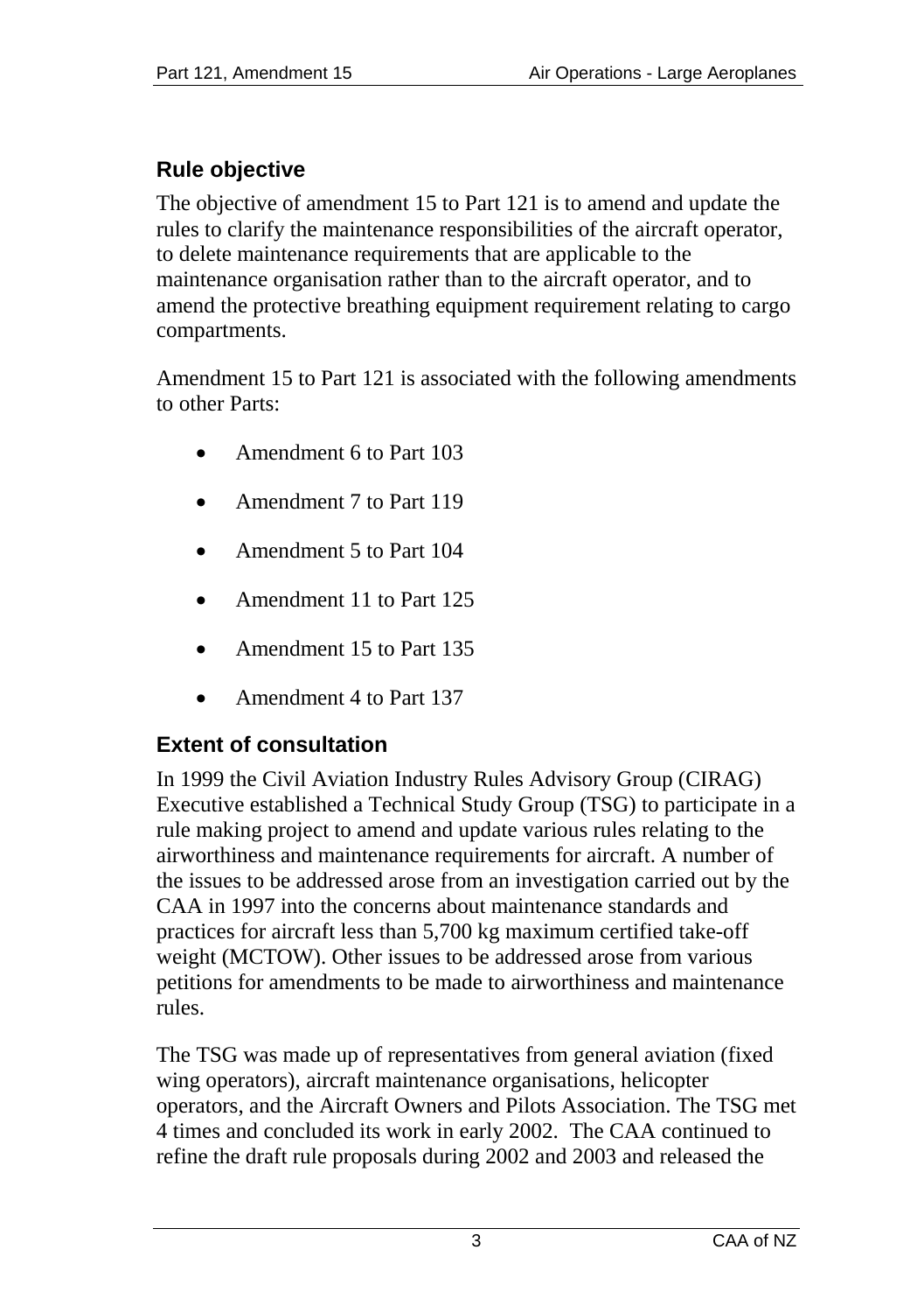## Rule objective

The objective of amendment 15 to Part 121 is to amend and update the rules to clarify the maintenance responsibilities of the aircraft operator, to delete maintenance requirements that are applicable to the maintenance organisation rather than to the aircraft operator, and to amend the protective breathing equipment requirement relating to cargo compartments.

Amendment 15 to Part 121 is associated with the following amendments to other Parts:

- Amendment 6 to Part 103
- Amendment 7 to Part 119
- Amendment 5 to Part 104
- Amendment 11 to Part 125
- Amendment 15 to Part 135
- Amendment 4 to Part 137

## Extent of consultation

In 1999 the Civil Aviation Industry Rules Advisory Group (CIRAG) Executive established a Technical Study Group (TSG) to participate in a rule making project to amend and update various rules relating to the airworthiness and maintenance requirements for aircraft. A number of the issues to be addressed arose from an investigation carried out by the CAA in 1997 into the concerns about maintenance standards and practices for aircraft less than 5,700 kg maximum certified take-off weight (MCTOW). Other issues to be addressed arose from various petitions for amendments to be made to airworthiness and maintenance rules.

The TSG was made up of representatives from general aviation (fixed wing operators), aircraft maintenance organisations, helicopter operators, and the Aircraft Owners and Pilots Association. The TSG met 4 times and concluded its work in early 2002. The CAA continued to refine the draft rule proposals during 2002 and 2003 and released the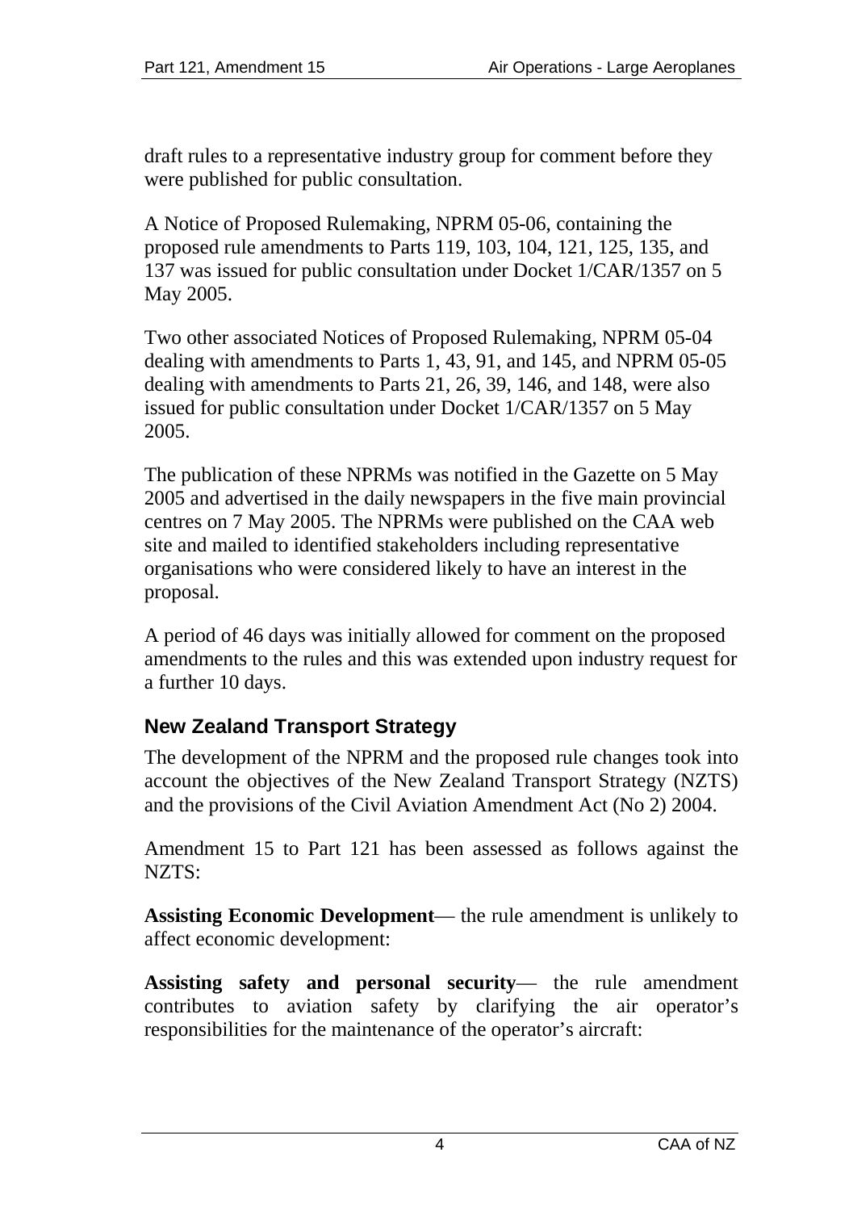draft rules to a representative industry group for comment before they were published for public consultation.

A Notice of Proposed Rulemaking, NPRM 05-06, containing the proposed rule amendments to Parts 119, 103, 104, 121, 125, 135, and 137 was issued for public consultation under Docket 1/CAR/1357 on 5 May 2005.

Two other associated Notices of Proposed Rulemaking, NPRM 05-04 dealing with amendments to Parts 1, 43, 91, and 145, and NPRM 05-05 dealing with amendments to Parts 21, 26, 39, 146, and 148, were also issued for public consultation under Docket 1/CAR/1357 on 5 May 2005.

The publication of these NPRMs was notified in the Gazette on 5 May 2005 and advertised in the daily newspapers in the five main provincial centres on 7 May 2005. The NPRMs were published on the CAA web site and mailed to identified stakeholders including representative organisations who were considered likely to have an interest in the proposal.

A period of 46 days was initially allowed for comment on the proposed amendments to the rules and this was extended upon industry request for a further 10 days.

### New Zealand Transport Strategy

The development of the NPRM and the proposed rule changes took into account the objectives of the New Zealand Transport Strategy (NZTS) and the provisions of the Civil Aviation Amendment Act (No 2) 2004.

Amendment 15 to Part 121 has been assessed as follows against the NZTS:

**Assisting Economic Development**— the rule amendment is unlikely to affect economic development:

**Assisting safety and personal security**— the rule amendment contributes to aviation safety by clarifying the air operator's responsibilities for the maintenance of the operator's aircraft: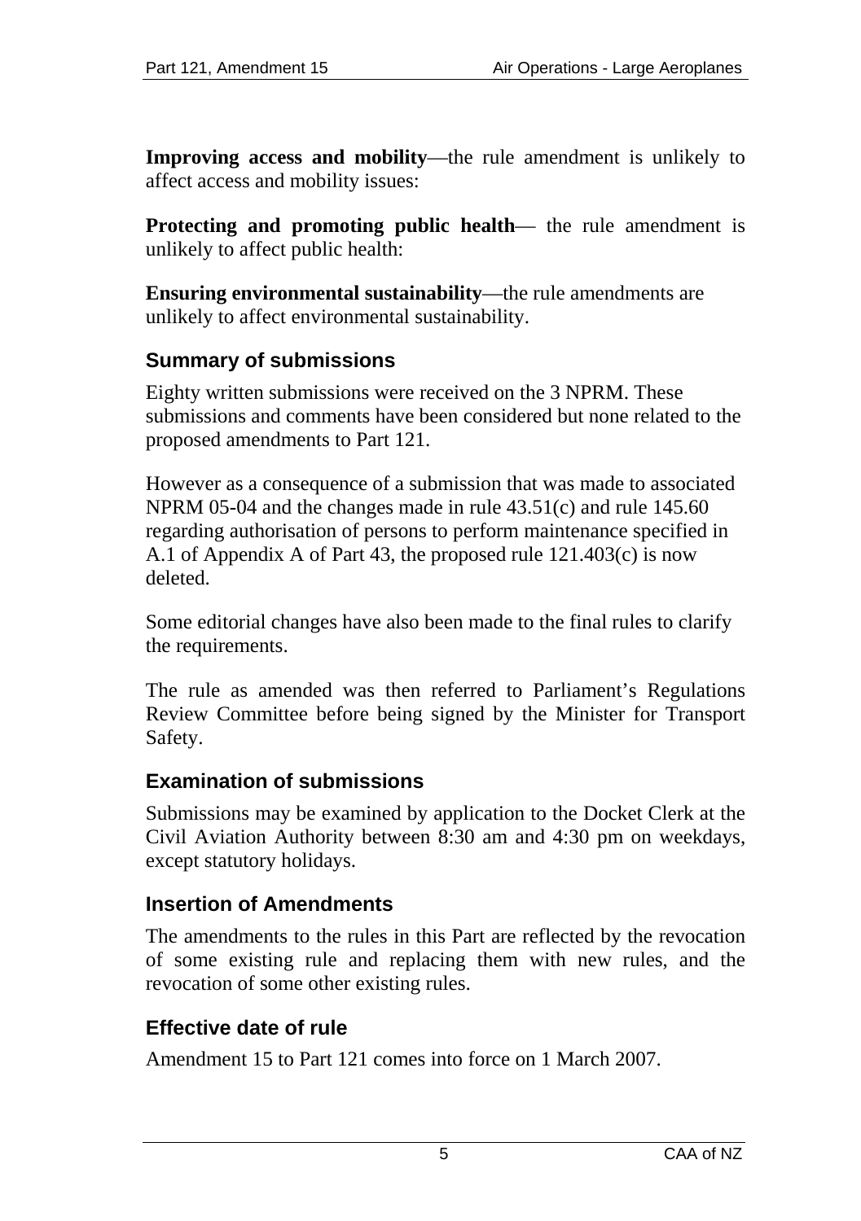**Improving access and mobility**—the rule amendment is unlikely to affect access and mobility issues:

**Protecting and promoting public health**— the rule amendment is unlikely to affect public health:

**Ensuring environmental sustainability**—the rule amendments are unlikely to affect environmental sustainability.

## Summary of submissions

Eighty written submissions were received on the 3 NPRM. These submissions and comments have been considered but none related to the proposed amendments to Part 121.

However as a consequence of a submission that was made to associated NPRM 05-04 and the changes made in rule 43.51(c) and rule 145.60 regarding authorisation of persons to perform maintenance specified in A.1 of Appendix A of Part 43, the proposed rule 121.403(c) is now deleted.

Some editorial changes have also been made to the final rules to clarify the requirements.

The rule as amended was then referred to Parliament's Regulations Review Committee before being signed by the Minister for Transport Safety.

## Examination of submissions

Submissions may be examined by application to the Docket Clerk at the Civil Aviation Authority between 8:30 am and 4:30 pm on weekdays, except statutory holidays.

## Insertion of Amendments

The amendments to the rules in this Part are reflected by the revocation of some existing rule and replacing them with new rules, and the revocation of some other existing rules.

## Effective date of rule

Amendment 15 to Part 121 comes into force on 1 March 2007.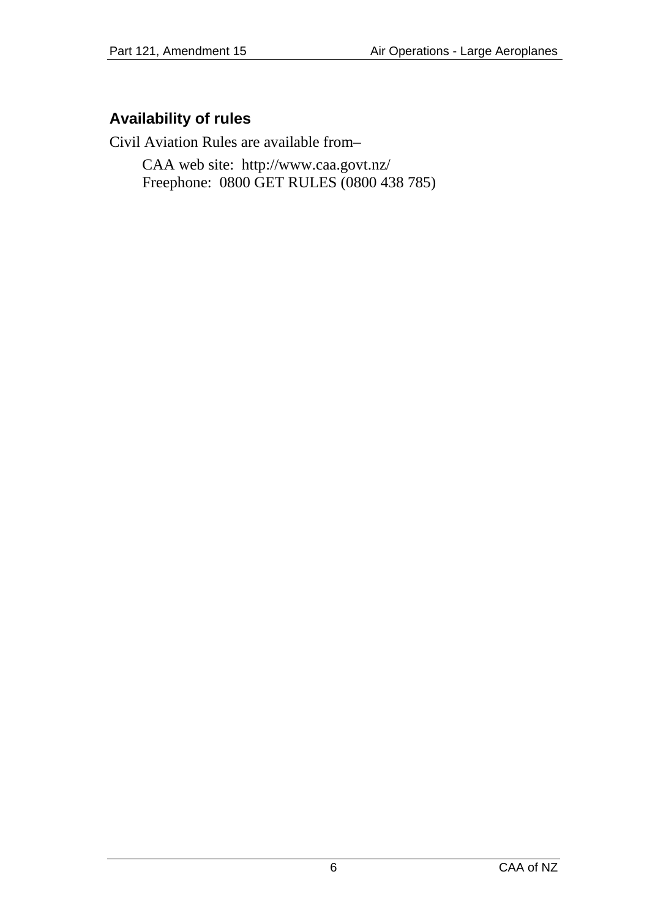### Availability of rules

Civil Aviation Rules are available from–

CAA web site: http://www.caa.govt.nz/
Freephone: 0800 GET RULES (0800 438 785)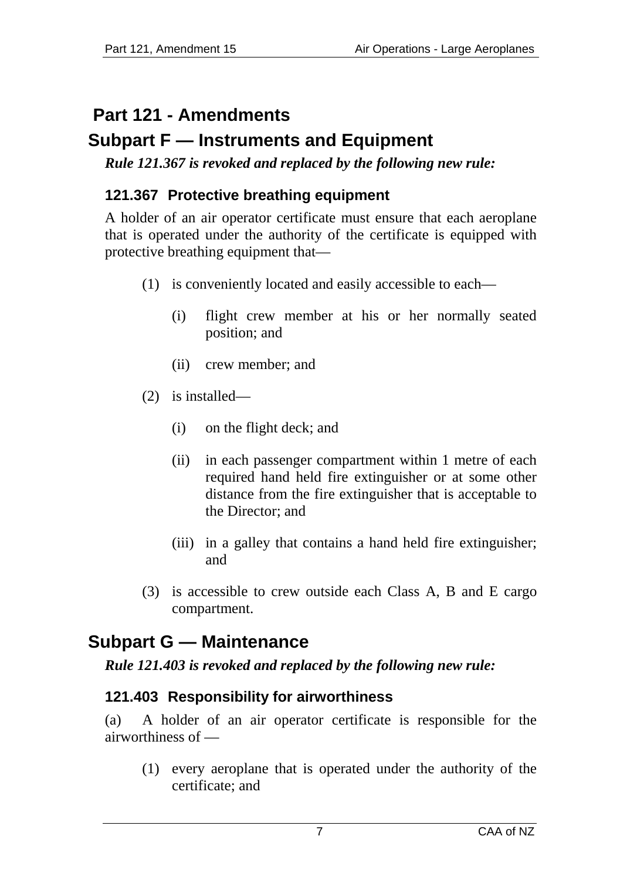# Part 121 - Amendments

## Subpart F — Instruments and Equipment

***Rule 121.367 is revoked and replaced by the following new rule:***

### 121.367 Protective breathing equipment

A holder of an air operator certificate must ensure that each aeroplane that is operated under the authority of the certificate is equipped with protective breathing equipment that—

(1) is conveniently located and easily accessible to each—

  (i) flight crew member at his or her normally seated position; and

  (ii) crew member; and

(2) is installed—

  (i) on the flight deck; and

  (ii) in each passenger compartment within 1 metre of each required hand held fire extinguisher or at some other distance from the fire extinguisher that is acceptable to the Director; and

  (iii) in a galley that contains a hand held fire extinguisher; and

(3) is accessible to crew outside each Class A, B and E cargo compartment.

## Subpart G — Maintenance

***Rule 121.403 is revoked and replaced by the following new rule:***

### 121.403 Responsibility for airworthiness

(a) A holder of an air operator certificate is responsible for the airworthiness of —

(1) every aeroplane that is operated under the authority of the certificate; and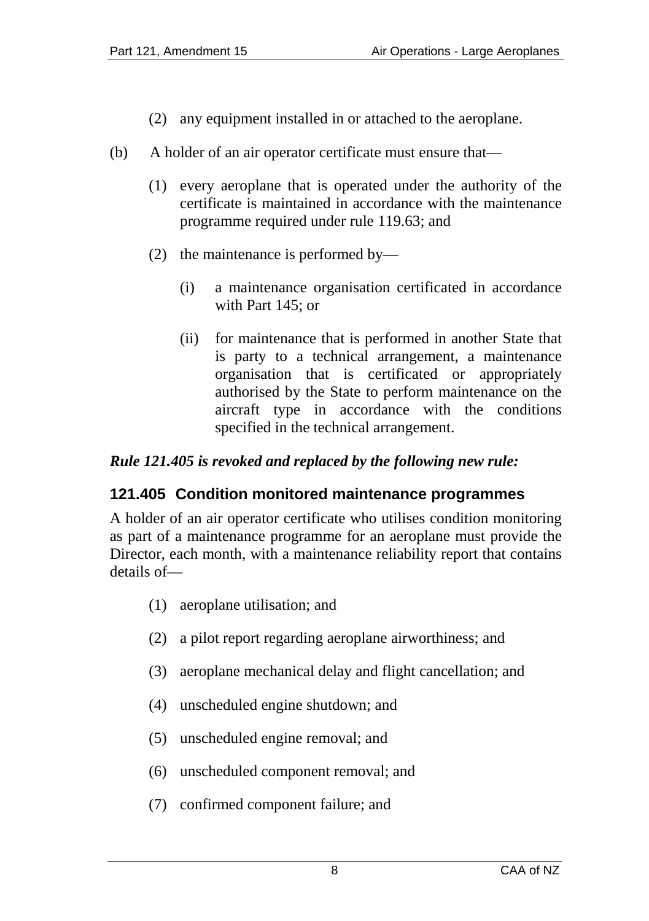(2) any equipment installed in or attached to the aeroplane.

(b) A holder of an air operator certificate must ensure that—

(1) every aeroplane that is operated under the authority of the certificate is maintained in accordance with the maintenance programme required under rule 119.63; and

(2) the maintenance is performed by—

(i) a maintenance organisation certificated in accordance with Part 145; or

(ii) for maintenance that is performed in another State that is party to a technical arrangement, a maintenance organisation that is certificated or appropriately authorised by the State to perform maintenance on the aircraft type in accordance with the conditions specified in the technical arrangement.

***Rule 121.405 is revoked and replaced by the following new rule:***

### 121.405 Condition monitored maintenance programmes

A holder of an air operator certificate who utilises condition monitoring as part of a maintenance programme for an aeroplane must provide the Director, each month, with a maintenance reliability report that contains details of—

(1) aeroplane utilisation; and

(2) a pilot report regarding aeroplane airworthiness; and

(3) aeroplane mechanical delay and flight cancellation; and

(4) unscheduled engine shutdown; and

(5) unscheduled engine removal; and

(6) unscheduled component removal; and

(7) confirmed component failure; and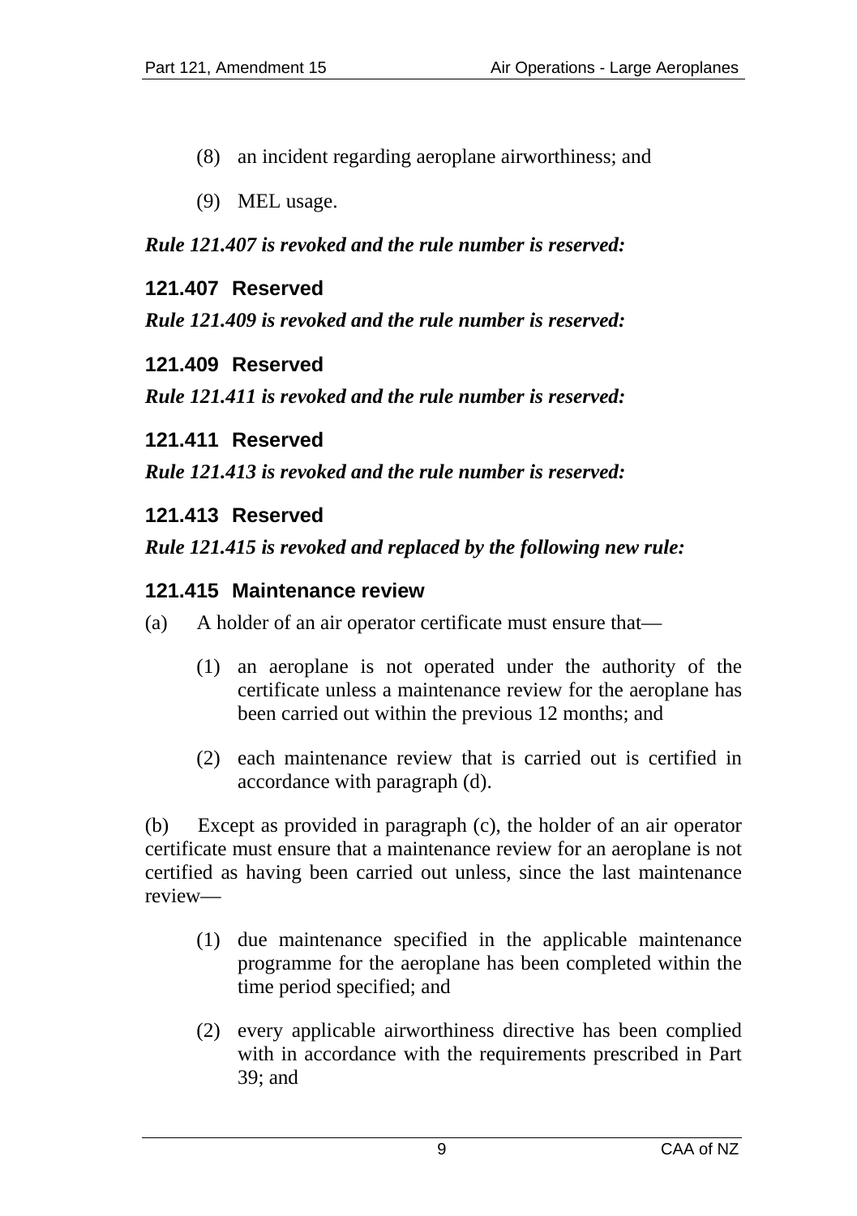(8) an incident regarding aeroplane airworthiness; and

(9) MEL usage.

***Rule 121.407 is revoked and the rule number is reserved:***

### 121.407 Reserved

***Rule 121.409 is revoked and the rule number is reserved:***

### 121.409 Reserved

***Rule 121.411 is revoked and the rule number is reserved:***

### 121.411 Reserved

***Rule 121.413 is revoked and the rule number is reserved:***

### 121.413 Reserved

***Rule 121.415 is revoked and replaced by the following new rule:***

### 121.415 Maintenance review

(a) A holder of an air operator certificate must ensure that—

(1) an aeroplane is not operated under the authority of the certificate unless a maintenance review for the aeroplane has been carried out within the previous 12 months; and

(2) each maintenance review that is carried out is certified in accordance with paragraph (d).

(b) Except as provided in paragraph (c), the holder of an air operator certificate must ensure that a maintenance review for an aeroplane is not certified as having been carried out unless, since the last maintenance review—

(1) due maintenance specified in the applicable maintenance programme for the aeroplane has been completed within the time period specified; and

(2) every applicable airworthiness directive has been complied with in accordance with the requirements prescribed in Part 39; and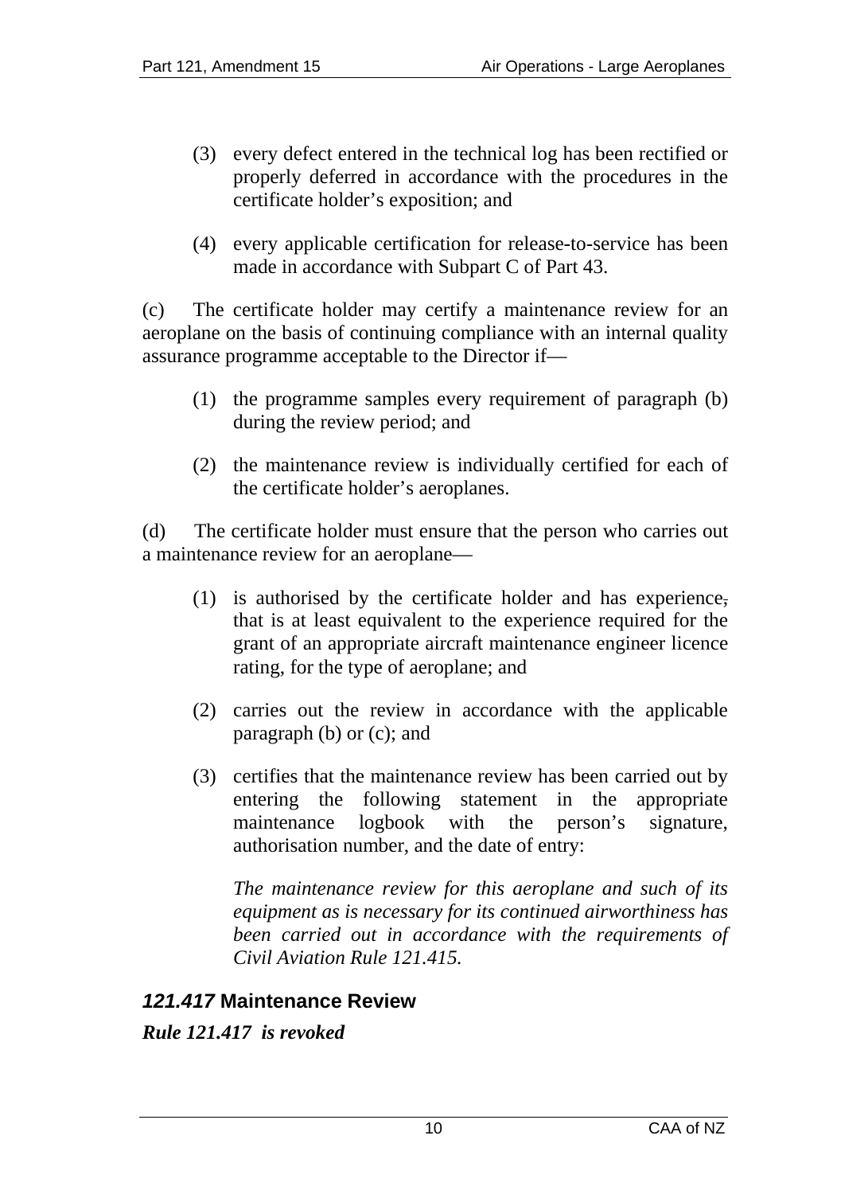(3) every defect entered in the technical log has been rectified or properly deferred in accordance with the procedures in the certificate holder's exposition; and

(4) every applicable certification for release-to-service has been made in accordance with Subpart C of Part 43.

(c) The certificate holder may certify a maintenance review for an aeroplane on the basis of continuing compliance with an internal quality assurance programme acceptable to the Director if—

(1) the programme samples every requirement of paragraph (b) during the review period; and

(2) the maintenance review is individually certified for each of the certificate holder's aeroplanes.

(d) The certificate holder must ensure that the person who carries out a maintenance review for an aeroplane—

(1) is authorised by the certificate holder and has experience, that is at least equivalent to the experience required for the grant of an appropriate aircraft maintenance engineer licence rating, for the type of aeroplane; and

(2) carries out the review in accordance with the applicable paragraph (b) or (c); and

(3) certifies that the maintenance review has been carried out by entering the following statement in the appropriate maintenance logbook with the person's signature, authorisation number, and the date of entry:

*The maintenance review for this aeroplane and such of its equipment as is necessary for its continued airworthiness has been carried out in accordance with the requirements of Civil Aviation Rule 121.415.*

### *121.417* Maintenance Review

***Rule 121.417 is revoked***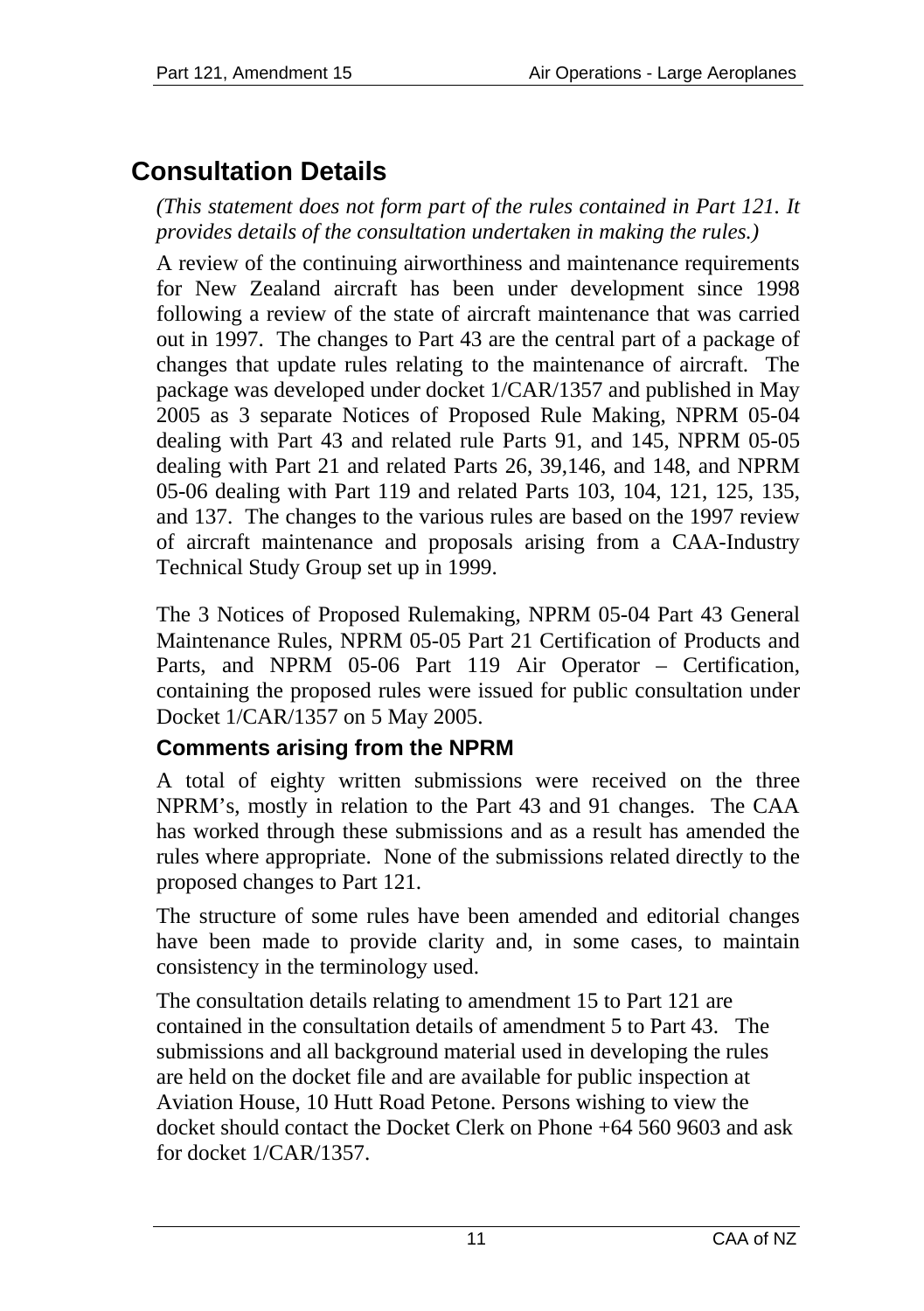# Consultation Details

*(This statement does not form part of the rules contained in Part 121. It provides details of the consultation undertaken in making the rules.)*

A review of the continuing airworthiness and maintenance requirements for New Zealand aircraft has been under development since 1998 following a review of the state of aircraft maintenance that was carried out in 1997. The changes to Part 43 are the central part of a package of changes that update rules relating to the maintenance of aircraft. The package was developed under docket 1/CAR/1357 and published in May 2005 as 3 separate Notices of Proposed Rule Making, NPRM 05-04 dealing with Part 43 and related rule Parts 91, and 145, NPRM 05-05 dealing with Part 21 and related Parts 26, 39,146, and 148, and NPRM 05-06 dealing with Part 119 and related Parts 103, 104, 121, 125, 135, and 137. The changes to the various rules are based on the 1997 review of aircraft maintenance and proposals arising from a CAA-Industry Technical Study Group set up in 1999.

The 3 Notices of Proposed Rulemaking, NPRM 05-04 Part 43 General Maintenance Rules, NPRM 05-05 Part 21 Certification of Products and Parts, and NPRM 05-06 Part 119 Air Operator – Certification, containing the proposed rules were issued for public consultation under Docket 1/CAR/1357 on 5 May 2005.

## Comments arising from the NPRM

A total of eighty written submissions were received on the three NPRM's, mostly in relation to the Part 43 and 91 changes. The CAA has worked through these submissions and as a result has amended the rules where appropriate. None of the submissions related directly to the proposed changes to Part 121.

The structure of some rules have been amended and editorial changes have been made to provide clarity and, in some cases, to maintain consistency in the terminology used.

The consultation details relating to amendment 15 to Part 121 are contained in the consultation details of amendment 5 to Part 43. The submissions and all background material used in developing the rules are held on the docket file and are available for public inspection at Aviation House, 10 Hutt Road Petone. Persons wishing to view the docket should contact the Docket Clerk on Phone +64 560 9603 and ask for docket 1/CAR/1357.